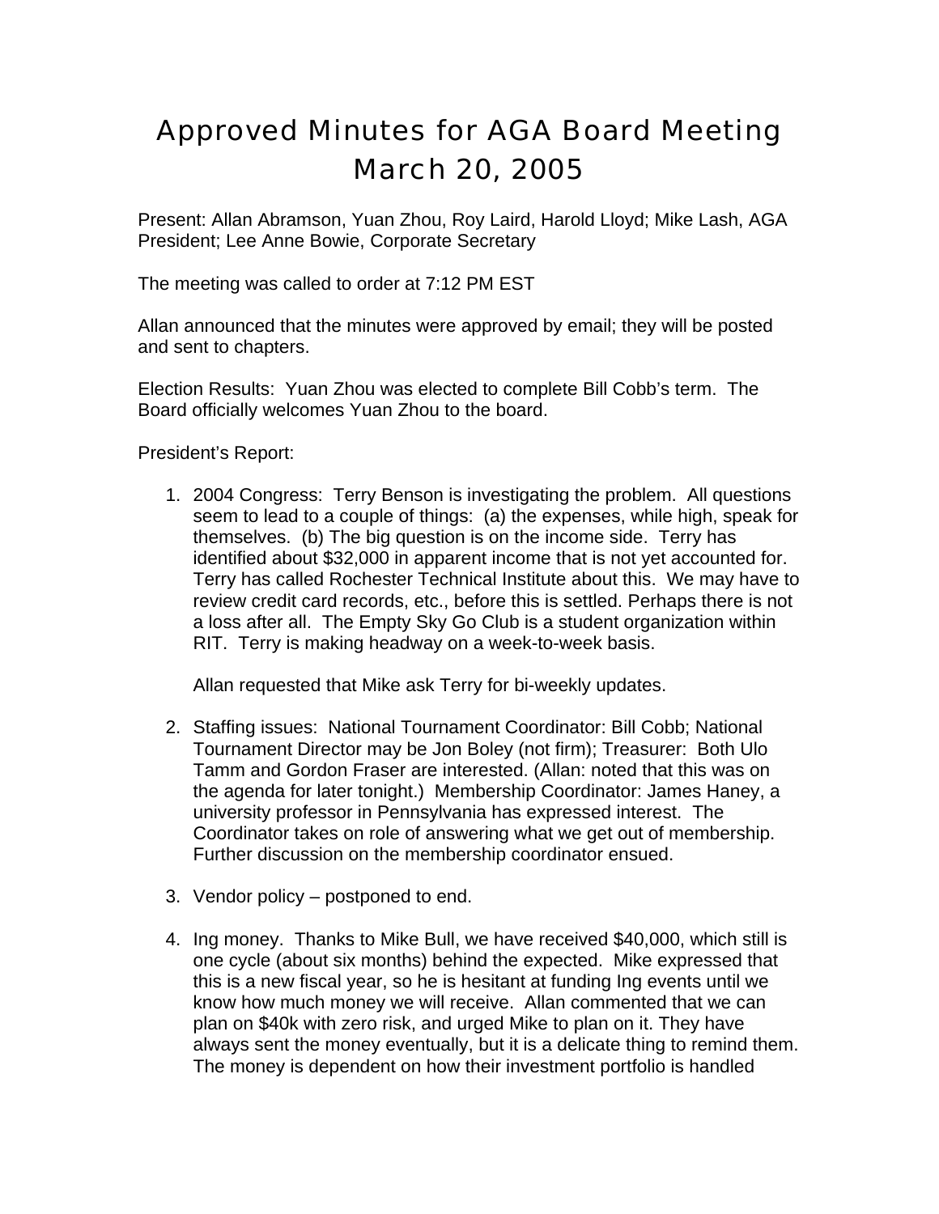# Approved Minutes for AGA Board Meeting March 20, 2005

Present: Allan Abramson, Yuan Zhou, Roy Laird, Harold Lloyd; Mike Lash, AGA President; Lee Anne Bowie, Corporate Secretary

The meeting was called to order at 7:12 PM EST

Allan announced that the minutes were approved by email; they will be posted and sent to chapters.

Election Results: Yuan Zhou was elected to complete Bill Cobb's term. The Board officially welcomes Yuan Zhou to the board.

President's Report:

1. 2004 Congress: Terry Benson is investigating the problem. All questions seem to lead to a couple of things: (a) the expenses, while high, speak for themselves. (b) The big question is on the income side. Terry has identified about $32,000 in apparent income that is not yet accounted for. Terry has called Rochester Technical Institute about this. We may have to review credit card records, etc., before this is settled. Perhaps there is not a loss after all. The Empty Sky Go Club is a student organization within RIT. Terry is making headway on a week-to-week basis.

   Allan requested that Mike ask Terry for bi-weekly updates.

2. Staffing issues: National Tournament Coordinator: Bill Cobb; National Tournament Director may be Jon Boley (not firm); Treasurer: Both Ulo Tamm and Gordon Fraser are interested. (Allan: noted that this was on the agenda for later tonight.) Membership Coordinator: James Haney, a university professor in Pennsylvania has expressed interest. The Coordinator takes on role of answering what we get out of membership. Further discussion on the membership coordinator ensued.

3. Vendor policy – postponed to end.

4. Ing money. Thanks to Mike Bull, we have received $40,000, which still is one cycle (about six months) behind the expected. Mike expressed that this is a new fiscal year, so he is hesitant at funding Ing events until we know how much money we will receive. Allan commented that we can plan on $40k with zero risk, and urged Mike to plan on it. They have always sent the money eventually, but it is a delicate thing to remind them. The money is dependent on how their investment portfolio is handled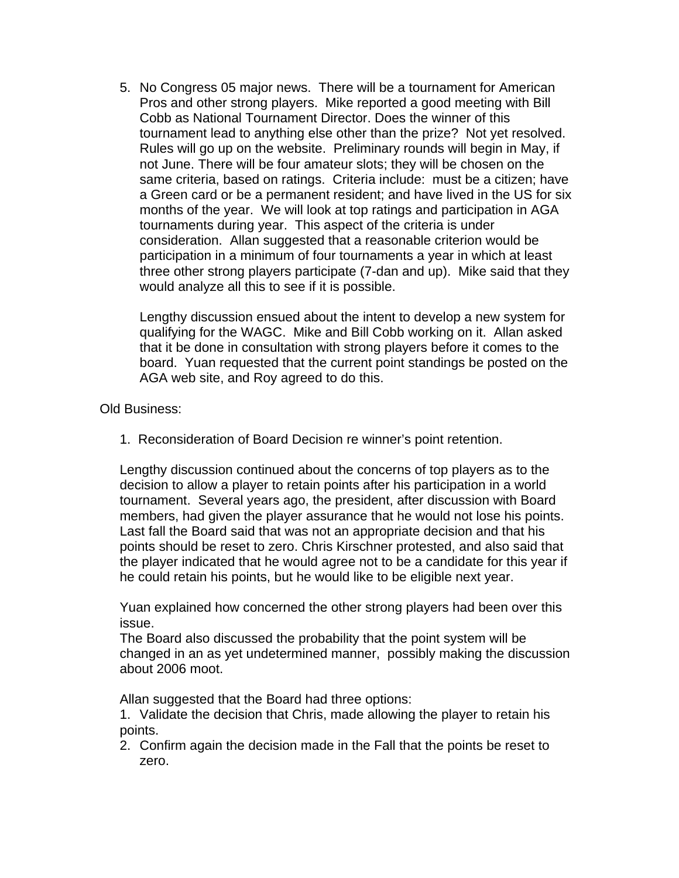5. No Congress 05 major news. There will be a tournament for American Pros and other strong players. Mike reported a good meeting with Bill Cobb as National Tournament Director. Does the winner of this tournament lead to anything else other than the prize? Not yet resolved. Rules will go up on the website. Preliminary rounds will begin in May, if not June. There will be four amateur slots; they will be chosen on the same criteria, based on ratings. Criteria include: must be a citizen; have a Green card or be a permanent resident; and have lived in the US for six months of the year. We will look at top ratings and participation in AGA tournaments during year. This aspect of the criteria is under consideration. Allan suggested that a reasonable criterion would be participation in a minimum of four tournaments a year in which at least three other strong players participate (7-dan and up). Mike said that they would analyze all this to see if it is possible.

   Lengthy discussion ensued about the intent to develop a new system for qualifying for the WAGC. Mike and Bill Cobb working on it. Allan asked that it be done in consultation with strong players before it comes to the board. Yuan requested that the current point standings be posted on the AGA web site, and Roy agreed to do this.

Old Business:

1. Reconsideration of Board Decision re winner's point retention.

Lengthy discussion continued about the concerns of top players as to the decision to allow a player to retain points after his participation in a world tournament. Several years ago, the president, after discussion with Board members, had given the player assurance that he would not lose his points. Last fall the Board said that was not an appropriate decision and that his points should be reset to zero. Chris Kirschner protested, and also said that the player indicated that he would agree not to be a candidate for this year if he could retain his points, but he would like to be eligible next year.

Yuan explained how concerned the other strong players had been over this issue.
The Board also discussed the probability that the point system will be changed in an as yet undetermined manner, possibly making the discussion about 2006 moot.

Allan suggested that the Board had three options:
1. Validate the decision that Chris, made allowing the player to retain his points.
2. Confirm again the decision made in the Fall that the points be reset to zero.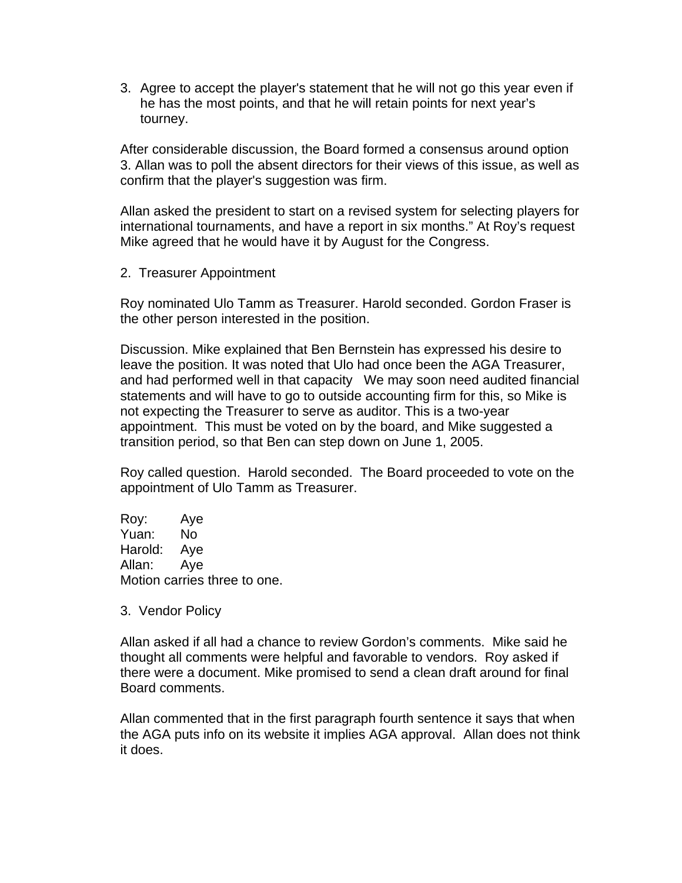3. Agree to accept the player's statement that he will not go this year even if he has the most points, and that he will retain points for next year's tourney.

After considerable discussion, the Board formed a consensus around option 3. Allan was to poll the absent directors for their views of this issue, as well as confirm that the player's suggestion was firm.

Allan asked the president to start on a revised system for selecting players for international tournaments, and have a report in six months." At Roy's request Mike agreed that he would have it by August for the Congress.

2. Treasurer Appointment

Roy nominated Ulo Tamm as Treasurer. Harold seconded. Gordon Fraser is the other person interested in the position.

Discussion. Mike explained that Ben Bernstein has expressed his desire to leave the position. It was noted that Ulo had once been the AGA Treasurer, and had performed well in that capacity   We may soon need audited financial statements and will have to go to outside accounting firm for this, so Mike is not expecting the Treasurer to serve as auditor. This is a two-year appointment.  This must be voted on by the board, and Mike suggested a transition period, so that Ben can step down on June 1, 2005.

Roy called question.  Harold seconded.  The Board proceeded to vote on the appointment of Ulo Tamm as Treasurer.

Roy: Aye
Yuan: No
Harold: Aye
Allan: Aye
Motion carries three to one.

3. Vendor Policy

Allan asked if all had a chance to review Gordon's comments.  Mike said he thought all comments were helpful and favorable to vendors.  Roy asked if there were a document. Mike promised to send a clean draft around for final Board comments.

Allan commented that in the first paragraph fourth sentence it says that when the AGA puts info on its website it implies AGA approval.  Allan does not think it does.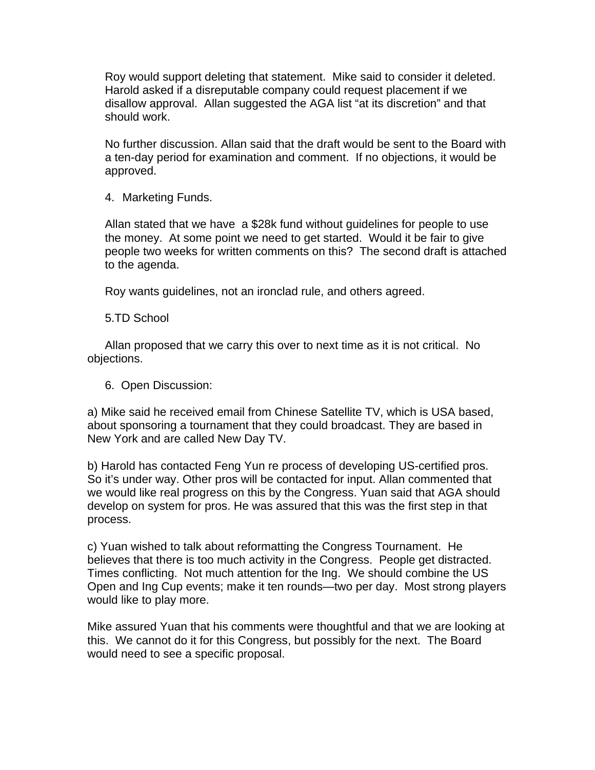Roy would support deleting that statement. Mike said to consider it deleted. Harold asked if a disreputable company could request placement if we disallow approval. Allan suggested the AGA list "at its discretion" and that should work.

No further discussion. Allan said that the draft would be sent to the Board with a ten-day period for examination and comment. If no objections, it would be approved.

4. Marketing Funds.

Allan stated that we have a $28k fund without guidelines for people to use the money. At some point we need to get started. Would it be fair to give people two weeks for written comments on this? The second draft is attached to the agenda.

Roy wants guidelines, not an ironclad rule, and others agreed.

5.TD School

Allan proposed that we carry this over to next time as it is not critical. No objections.

6. Open Discussion:

a) Mike said he received email from Chinese Satellite TV, which is USA based, about sponsoring a tournament that they could broadcast. They are based in New York and are called New Day TV.

b) Harold has contacted Feng Yun re process of developing US-certified pros. So it's under way. Other pros will be contacted for input. Allan commented that we would like real progress on this by the Congress. Yuan said that AGA should develop on system for pros. He was assured that this was the first step in that process.

c) Yuan wished to talk about reformatting the Congress Tournament. He believes that there is too much activity in the Congress. People get distracted. Times conflicting. Not much attention for the Ing. We should combine the US Open and Ing Cup events; make it ten rounds—two per day. Most strong players would like to play more.

Mike assured Yuan that his comments were thoughtful and that we are looking at this. We cannot do it for this Congress, but possibly for the next. The Board would need to see a specific proposal.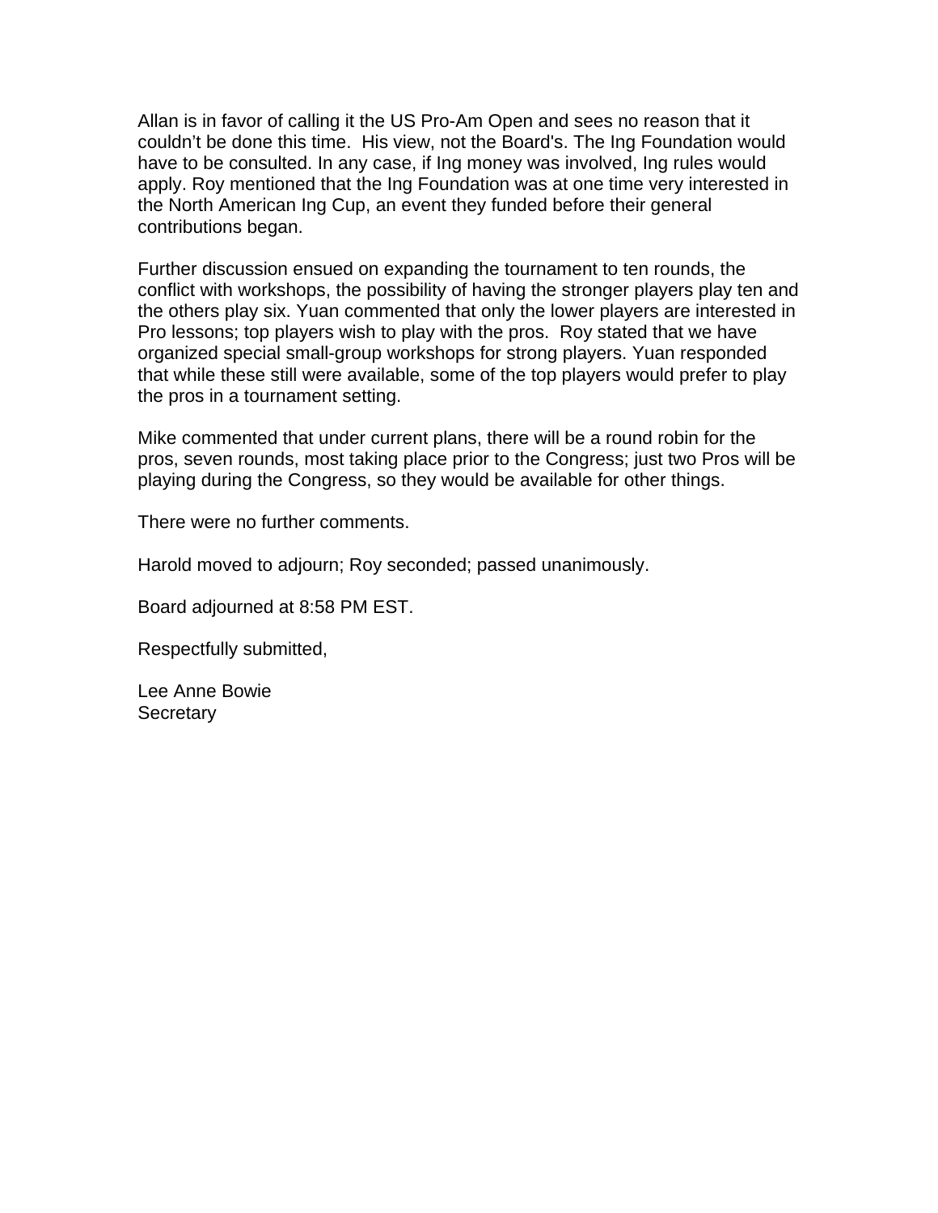Allan is in favor of calling it the US Pro-Am Open and sees no reason that it couldn't be done this time. His view, not the Board's. The Ing Foundation would have to be consulted. In any case, if Ing money was involved, Ing rules would apply. Roy mentioned that the Ing Foundation was at one time very interested in the North American Ing Cup, an event they funded before their general contributions began.

Further discussion ensued on expanding the tournament to ten rounds, the conflict with workshops, the possibility of having the stronger players play ten and the others play six. Yuan commented that only the lower players are interested in Pro lessons; top players wish to play with the pros. Roy stated that we have organized special small-group workshops for strong players. Yuan responded that while these still were available, some of the top players would prefer to play the pros in a tournament setting.

Mike commented that under current plans, there will be a round robin for the pros, seven rounds, most taking place prior to the Congress; just two Pros will be playing during the Congress, so they would be available for other things.

There were no further comments.

Harold moved to adjourn; Roy seconded; passed unanimously.

Board adjourned at 8:58 PM EST.

Respectfully submitted,

Lee Anne Bowie
Secretary